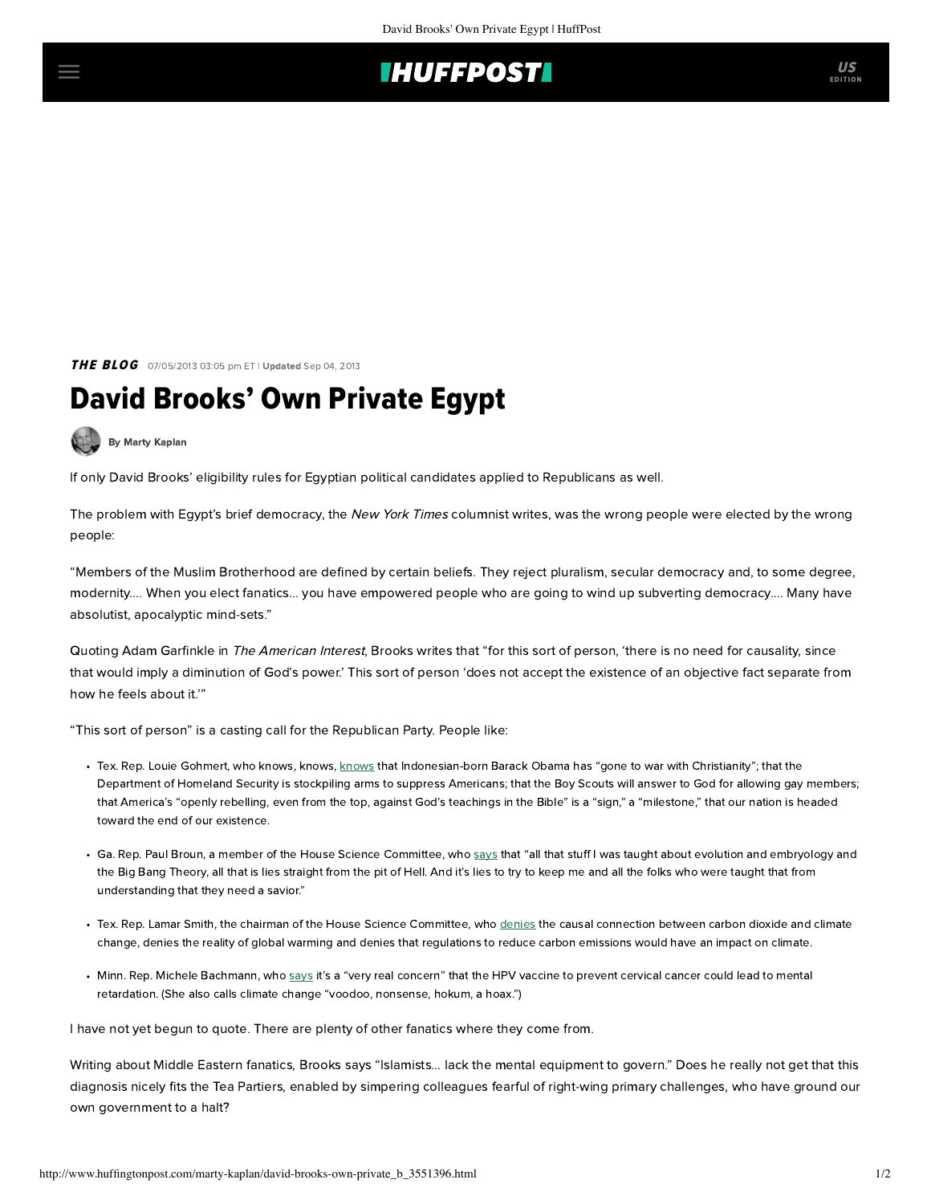**THE BLOG** 07/05/2013 03:05 pm ET | **Updated** Sep 04, 2013

# David Brooks' Own Private Egypt

By Marty Kaplan

If only David Brooks' eligibility rules for Egyptian political candidates applied to Republicans as well.

The problem with Egypt's brief democracy, the *New York Times* columnist writes, was the wrong people were elected by the wrong people:

"Members of the Muslim Brotherhood are defined by certain beliefs. They reject pluralism, secular democracy and, to some degree, modernity.... When you elect fanatics... you have empowered people who are going to wind up subverting democracy.... Many have absolutist, apocalyptic mind-sets."

Quoting Adam Garfinkle in *The American Interest*, Brooks writes that "for this sort of person, 'there is no need for causality, since that would imply a diminution of God's power.' This sort of person 'does not accept the existence of an objective fact separate from how he feels about it.'"

"This sort of person" is a casting call for the Republican Party. People like:

- Tex. Rep. Louie Gohmert, who knows, knows, knows that Indonesian-born Barack Obama has "gone to war with Christianity"; that the Department of Homeland Security is stockpiling arms to suppress Americans; that the Boy Scouts will answer to God for allowing gay members; that America's "openly rebelling, even from the top, against God's teachings in the Bible" is a "sign," a "milestone," that our nation is headed toward the end of our existence.
- Ga. Rep. Paul Broun, a member of the House Science Committee, who says that "all that stuff I was taught about evolution and embryology and the Big Bang Theory, all that is lies straight from the pit of Hell. And it's lies to try to keep me and all the folks who were taught that from understanding that they need a savior."
- Tex. Rep. Lamar Smith, the chairman of the House Science Committee, who denies the causal connection between carbon dioxide and climate change, denies the reality of global warming and denies that regulations to reduce carbon emissions would have an impact on climate.
- Minn. Rep. Michele Bachmann, who says it's a "very real concern" that the HPV vaccine to prevent cervical cancer could lead to mental retardation. (She also calls climate change "voodoo, nonsense, hokum, a hoax.")

I have not yet begun to quote. There are plenty of other fanatics where they come from.

Writing about Middle Eastern fanatics, Brooks says "Islamists... lack the mental equipment to govern." Does he really not get that this diagnosis nicely fits the Tea Partiers, enabled by simpering colleagues fearful of right-wing primary challenges, who have ground our own government to a halt?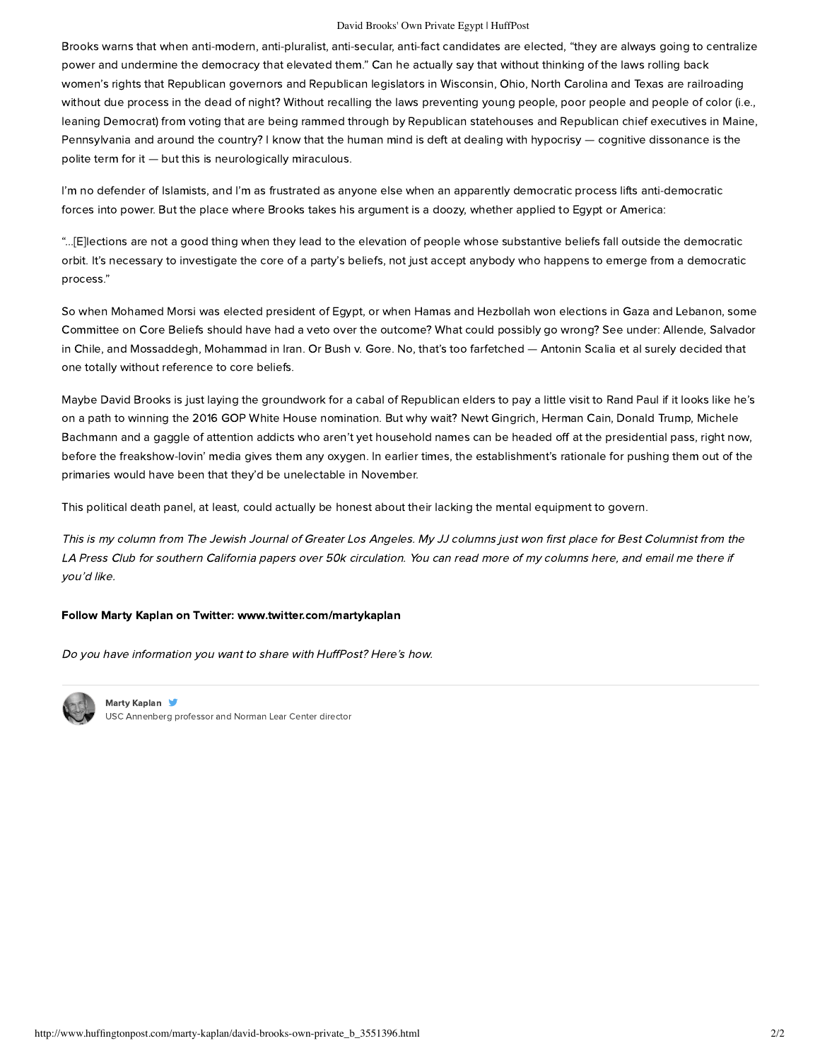Brooks warns that when anti-modern, anti-pluralist, anti-secular, anti-fact candidates are elected, "they are always going to centralize power and undermine the democracy that elevated them." Can he actually say that without thinking of the laws rolling back women's rights that Republican governors and Republican legislators in Wisconsin, Ohio, North Carolina and Texas are railroading without due process in the dead of night? Without recalling the laws preventing young people, poor people and people of color (i.e., leaning Democrat) from voting that are being rammed through by Republican statehouses and Republican chief executives in Maine, Pennsylvania and around the country? I know that the human mind is deft at dealing with hypocrisy — cognitive dissonance is the polite term for it — but this is neurologically miraculous.

I'm no defender of Islamists, and I'm as frustrated as anyone else when an apparently democratic process lifts anti-democratic forces into power. But the place where Brooks takes his argument is a doozy, whether applied to Egypt or America:

"...[E]lections are not a good thing when they lead to the elevation of people whose substantive beliefs fall outside the democratic orbit. It's necessary to investigate the core of a party's beliefs, not just accept anybody who happens to emerge from a democratic process."

So when Mohamed Morsi was elected president of Egypt, or when Hamas and Hezbollah won elections in Gaza and Lebanon, some Committee on Core Beliefs should have had a veto over the outcome? What could possibly go wrong? See under: Allende, Salvador in Chile, and Mossaddegh, Mohammad in Iran. Or Bush v. Gore. No, that's too farfetched — Antonin Scalia et al surely decided that one totally without reference to core beliefs.

Maybe David Brooks is just laying the groundwork for a cabal of Republican elders to pay a little visit to Rand Paul if it looks like he's on a path to winning the 2016 GOP White House nomination. But why wait? Newt Gingrich, Herman Cain, Donald Trump, Michele Bachmann and a gaggle of attention addicts who aren't yet household names can be headed off at the presidential pass, right now, before the freakshow-lovin' media gives them any oxygen. In earlier times, the establishment's rationale for pushing them out of the primaries would have been that they'd be unelectable in November.

This political death panel, at least, could actually be honest about their lacking the mental equipment to govern.

*This is my column from The Jewish Journal of Greater Los Angeles. My JJ columns just won first place for Best Columnist from the LA Press Club for southern California papers over 50k circulation. You can read more of my columns here, and email me there if you'd like.*

**Follow Marty Kaplan on Twitter: www.twitter.com/martykaplan**

*Do you have information you want to share with HuffPost? Here's how.*

**Marty Kaplan**
USC Annenberg professor and Norman Lear Center director